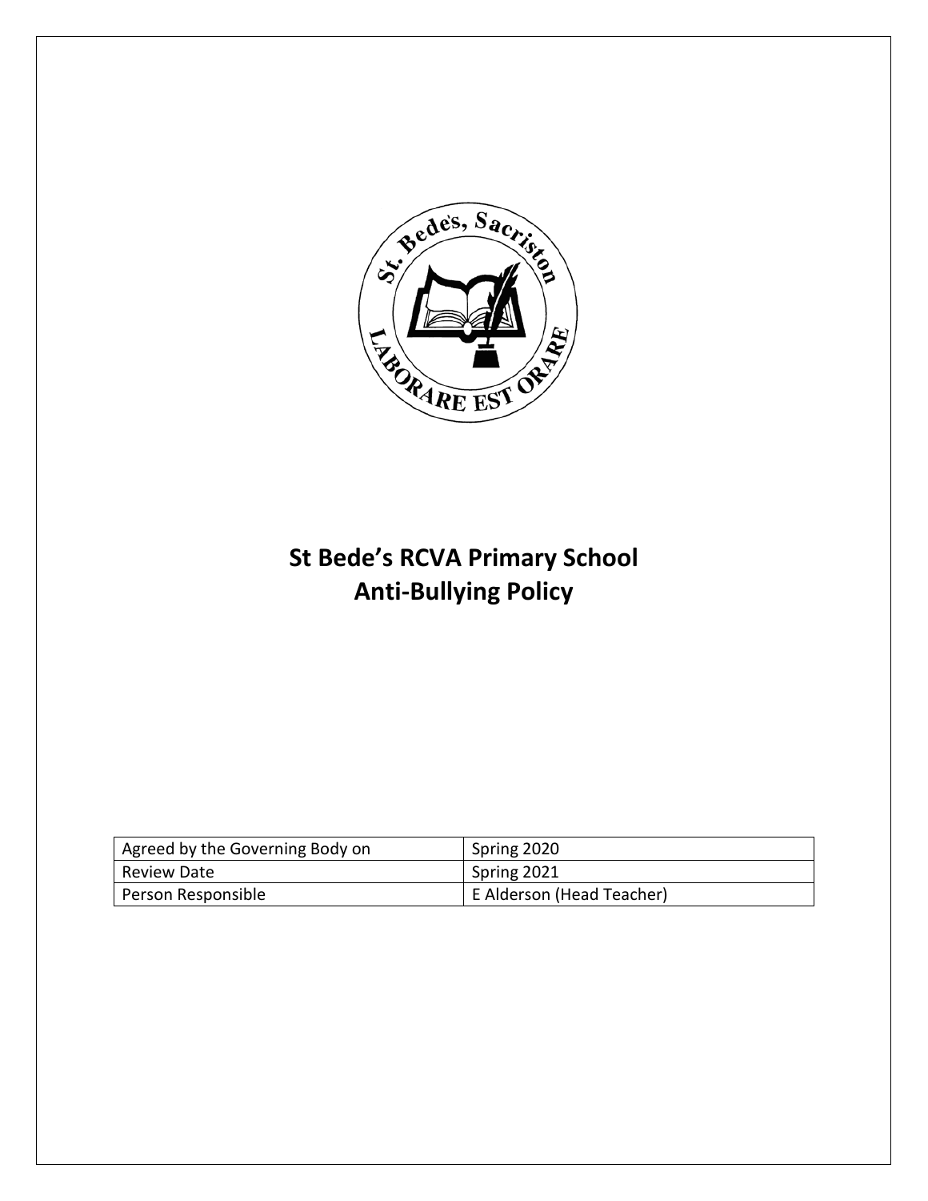# St Bede's RCVA Primary School
# Anti-Bullying Policy

| Agreed by the Governing Body on | Spring 2020 |
|---|---|
| Review Date | Spring 2021 |
| Person Responsible | E Alderson (Head Teacher) |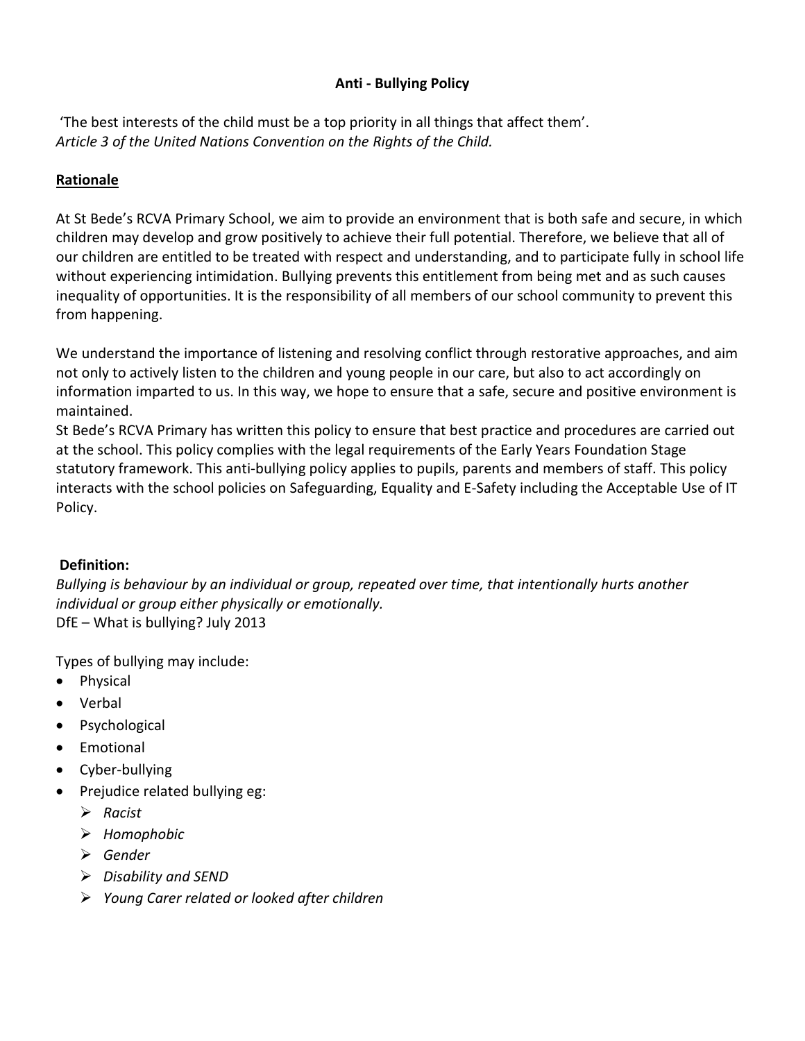# Anti - Bullying Policy

'The best interests of the child must be a top priority in all things that affect them'.
*Article 3 of the United Nations Convention on the Rights of the Child.*

## Rationale

At St Bede's RCVA Primary School, we aim to provide an environment that is both safe and secure, in which children may develop and grow positively to achieve their full potential. Therefore, we believe that all of our children are entitled to be treated with respect and understanding, and to participate fully in school life without experiencing intimidation. Bullying prevents this entitlement from being met and as such causes inequality of opportunities. It is the responsibility of all members of our school community to prevent this from happening.

We understand the importance of listening and resolving conflict through restorative approaches, and aim not only to actively listen to the children and young people in our care, but also to act accordingly on information imparted to us. In this way, we hope to ensure that a safe, secure and positive environment is maintained.
St Bede's RCVA Primary has written this policy to ensure that best practice and procedures are carried out at the school. This policy complies with the legal requirements of the Early Years Foundation Stage statutory framework. This anti-bullying policy applies to pupils, parents and members of staff. This policy interacts with the school policies on Safeguarding, Equality and E-Safety including the Acceptable Use of IT Policy.

**Definition:**
*Bullying is behaviour by an individual or group, repeated over time, that intentionally hurts another individual or group either physically or emotionally.*
DfE – What is bullying? July 2013

Types of bullying may include:

- Physical
- Verbal
- Psychological
- Emotional
- Cyber-bullying
- Prejudice related bullying eg:
  - *Racist*
  - *Homophobic*
  - *Gender*
  - *Disability and SEND*
  - *Young Carer related or looked after children*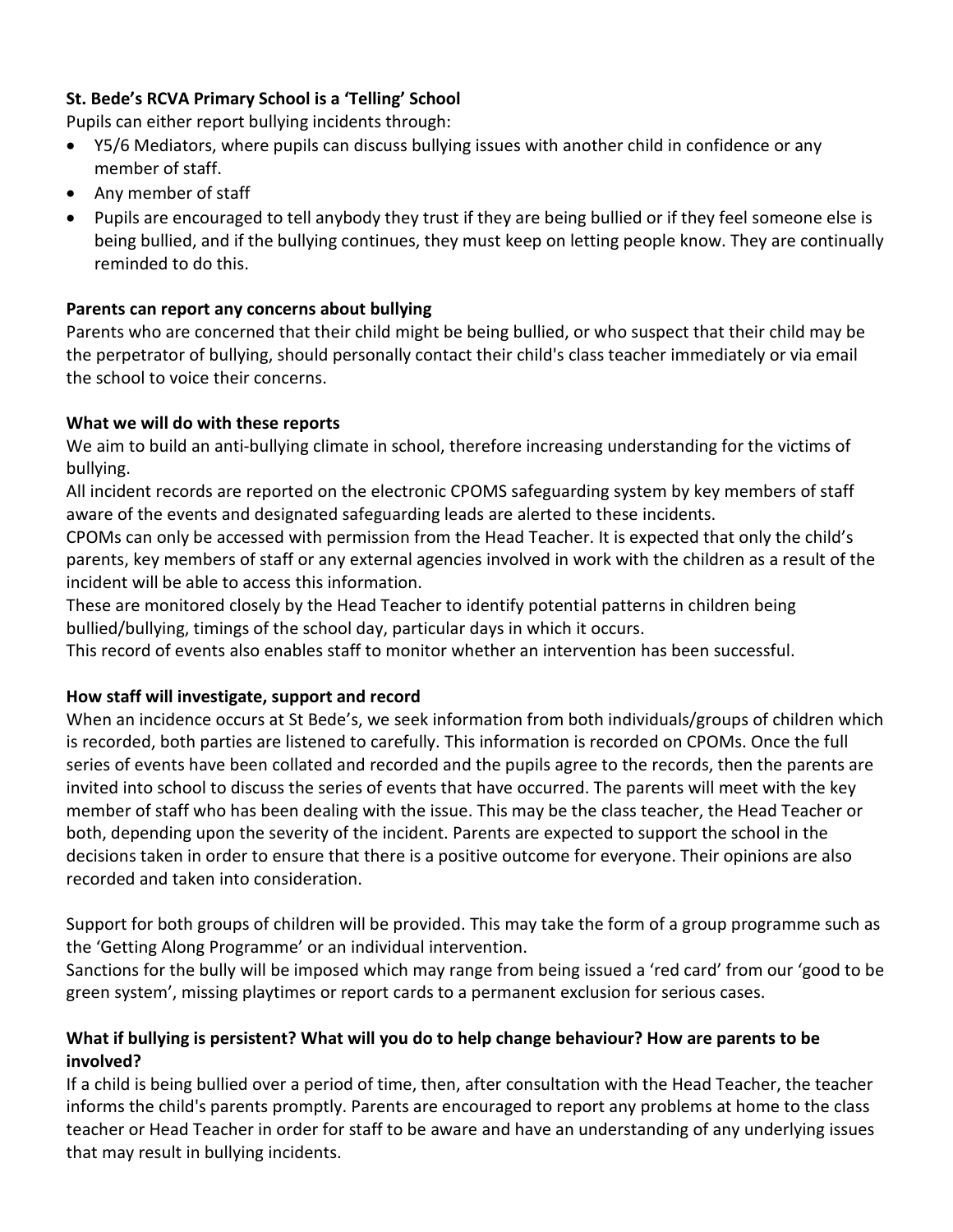**St. Bede's RCVA Primary School is a 'Telling' School**

Pupils can either report bullying incidents through:

- Y5/6 Mediators, where pupils can discuss bullying issues with another child in confidence or any member of staff.
- Any member of staff
- Pupils are encouraged to tell anybody they trust if they are being bullied or if they feel someone else is being bullied, and if the bullying continues, they must keep on letting people know. They are continually reminded to do this.

**Parents can report any concerns about bullying**

Parents who are concerned that their child might be being bullied, or who suspect that their child may be the perpetrator of bullying, should personally contact their child's class teacher immediately or via email the school to voice their concerns.

**What we will do with these reports**

We aim to build an anti-bullying climate in school, therefore increasing understanding for the victims of bullying.

All incident records are reported on the electronic CPOMS safeguarding system by key members of staff aware of the events and designated safeguarding leads are alerted to these incidents.

CPOMs can only be accessed with permission from the Head Teacher. It is expected that only the child's parents, key members of staff or any external agencies involved in work with the children as a result of the incident will be able to access this information.

These are monitored closely by the Head Teacher to identify potential patterns in children being bullied/bullying, timings of the school day, particular days in which it occurs.

This record of events also enables staff to monitor whether an intervention has been successful.

**How staff will investigate, support and record**

When an incidence occurs at St Bede's, we seek information from both individuals/groups of children which is recorded, both parties are listened to carefully. This information is recorded on CPOMs. Once the full series of events have been collated and recorded and the pupils agree to the records, then the parents are invited into school to discuss the series of events that have occurred. The parents will meet with the key member of staff who has been dealing with the issue. This may be the class teacher, the Head Teacher or both, depending upon the severity of the incident. Parents are expected to support the school in the decisions taken in order to ensure that there is a positive outcome for everyone. Their opinions are also recorded and taken into consideration.

Support for both groups of children will be provided. This may take the form of a group programme such as the 'Getting Along Programme' or an individual intervention.

Sanctions for the bully will be imposed which may range from being issued a 'red card' from our 'good to be green system', missing playtimes or report cards to a permanent exclusion for serious cases.

**What if bullying is persistent? What will you do to help change behaviour? How are parents to be involved?**

If a child is being bullied over a period of time, then, after consultation with the Head Teacher, the teacher informs the child's parents promptly. Parents are encouraged to report any problems at home to the class teacher or Head Teacher in order for staff to be aware and have an understanding of any underlying issues that may result in bullying incidents.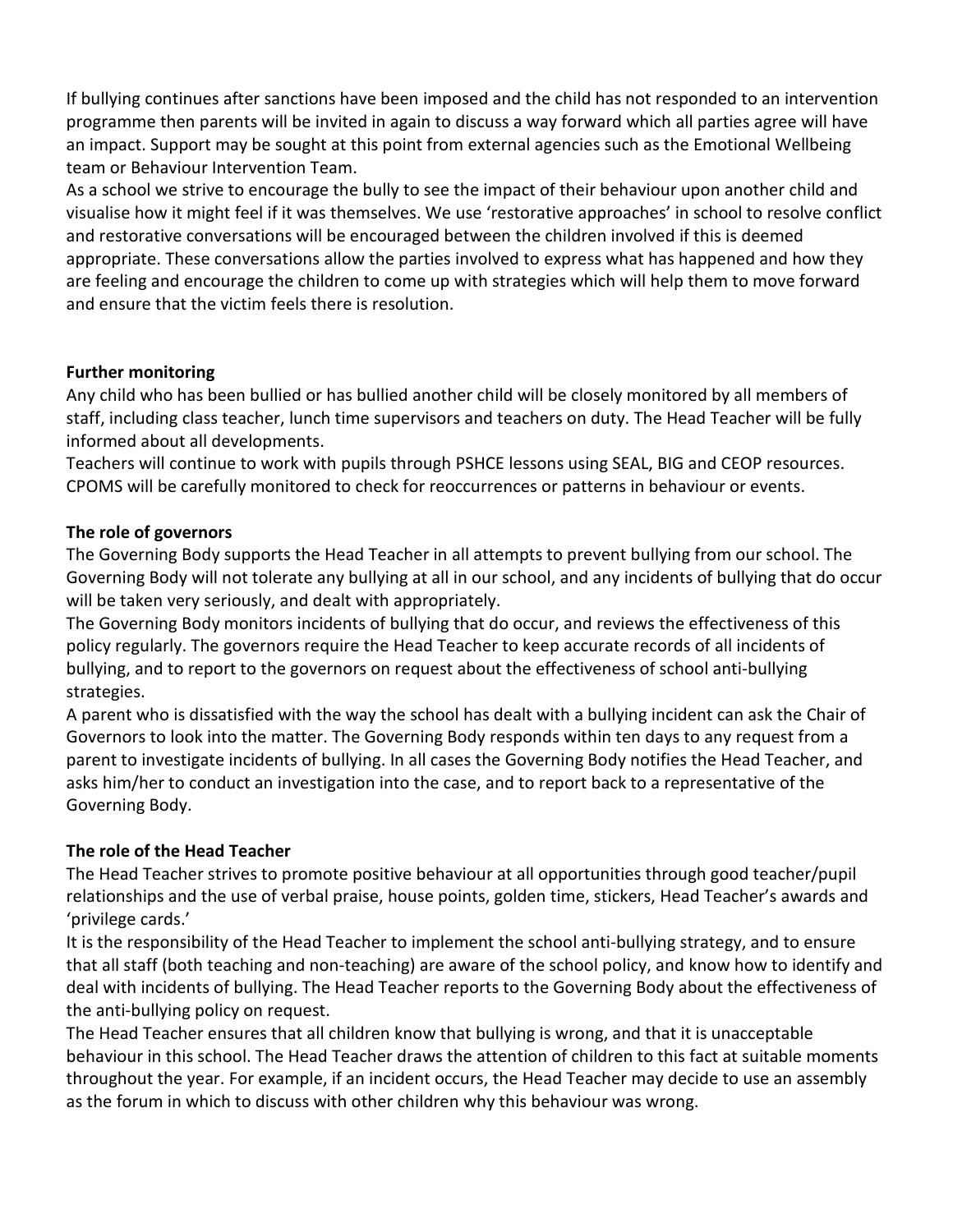If bullying continues after sanctions have been imposed and the child has not responded to an intervention programme then parents will be invited in again to discuss a way forward which all parties agree will have an impact. Support may be sought at this point from external agencies such as the Emotional Wellbeing team or Behaviour Intervention Team.

As a school we strive to encourage the bully to see the impact of their behaviour upon another child and visualise how it might feel if it was themselves. We use 'restorative approaches' in school to resolve conflict and restorative conversations will be encouraged between the children involved if this is deemed appropriate. These conversations allow the parties involved to express what has happened and how they are feeling and encourage the children to come up with strategies which will help them to move forward and ensure that the victim feels there is resolution.

**Further monitoring**

Any child who has been bullied or has bullied another child will be closely monitored by all members of staff, including class teacher, lunch time supervisors and teachers on duty. The Head Teacher will be fully informed about all developments.

Teachers will continue to work with pupils through PSHCE lessons using SEAL, BIG and CEOP resources. CPOMS will be carefully monitored to check for reoccurrences or patterns in behaviour or events.

**The role of governors**

The Governing Body supports the Head Teacher in all attempts to prevent bullying from our school. The Governing Body will not tolerate any bullying at all in our school, and any incidents of bullying that do occur will be taken very seriously, and dealt with appropriately.

The Governing Body monitors incidents of bullying that do occur, and reviews the effectiveness of this policy regularly. The governors require the Head Teacher to keep accurate records of all incidents of bullying, and to report to the governors on request about the effectiveness of school anti-bullying strategies.

A parent who is dissatisfied with the way the school has dealt with a bullying incident can ask the Chair of Governors to look into the matter. The Governing Body responds within ten days to any request from a parent to investigate incidents of bullying. In all cases the Governing Body notifies the Head Teacher, and asks him/her to conduct an investigation into the case, and to report back to a representative of the Governing Body.

**The role of the Head Teacher**

The Head Teacher strives to promote positive behaviour at all opportunities through good teacher/pupil relationships and the use of verbal praise, house points, golden time, stickers, Head Teacher's awards and 'privilege cards.'

It is the responsibility of the Head Teacher to implement the school anti-bullying strategy, and to ensure that all staff (both teaching and non-teaching) are aware of the school policy, and know how to identify and deal with incidents of bullying. The Head Teacher reports to the Governing Body about the effectiveness of the anti-bullying policy on request.

The Head Teacher ensures that all children know that bullying is wrong, and that it is unacceptable behaviour in this school. The Head Teacher draws the attention of children to this fact at suitable moments throughout the year. For example, if an incident occurs, the Head Teacher may decide to use an assembly as the forum in which to discuss with other children why this behaviour was wrong.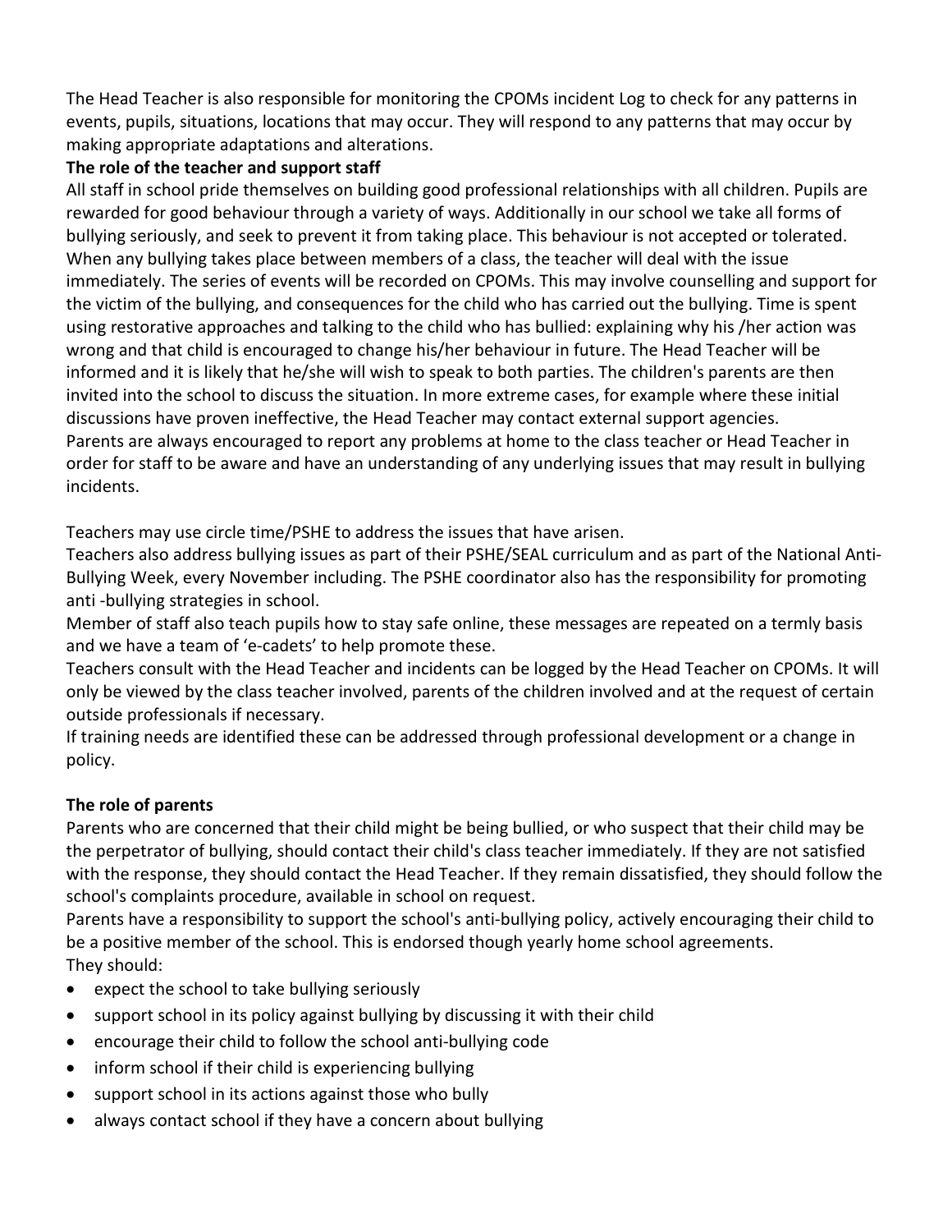The Head Teacher is also responsible for monitoring the CPOMs incident Log to check for any patterns in events, pupils, situations, locations that may occur. They will respond to any patterns that may occur by making appropriate adaptations and alterations.

**The role of the teacher and support staff**

All staff in school pride themselves on building good professional relationships with all children. Pupils are rewarded for good behaviour through a variety of ways. Additionally in our school we take all forms of bullying seriously, and seek to prevent it from taking place. This behaviour is not accepted or tolerated. When any bullying takes place between members of a class, the teacher will deal with the issue immediately. The series of events will be recorded on CPOMs. This may involve counselling and support for the victim of the bullying, and consequences for the child who has carried out the bullying. Time is spent using restorative approaches and talking to the child who has bullied: explaining why his /her action was wrong and that child is encouraged to change his/her behaviour in future. The Head Teacher will be informed and it is likely that he/she will wish to speak to both parties. The children's parents are then invited into the school to discuss the situation. In more extreme cases, for example where these initial discussions have proven ineffective, the Head Teacher may contact external support agencies.
Parents are always encouraged to report any problems at home to the class teacher or Head Teacher in order for staff to be aware and have an understanding of any underlying issues that may result in bullying incidents.

Teachers may use circle time/PSHE to address the issues that have arisen.
Teachers also address bullying issues as part of their PSHE/SEAL curriculum and as part of the National Anti-Bullying Week, every November including. The PSHE coordinator also has the responsibility for promoting anti -bullying strategies in school.
Member of staff also teach pupils how to stay safe online, these messages are repeated on a termly basis and we have a team of 'e-cadets' to help promote these.
Teachers consult with the Head Teacher and incidents can be logged by the Head Teacher on CPOMs. It will only be viewed by the class teacher involved, parents of the children involved and at the request of certain outside professionals if necessary.
If training needs are identified these can be addressed through professional development or a change in policy.

**The role of parents**

Parents who are concerned that their child might be being bullied, or who suspect that their child may be the perpetrator of bullying, should contact their child's class teacher immediately. If they are not satisfied with the response, they should contact the Head Teacher. If they remain dissatisfied, they should follow the school's complaints procedure, available in school on request.
Parents have a responsibility to support the school's anti-bullying policy, actively encouraging their child to be a positive member of the school. This is endorsed though yearly home school agreements.
They should:

- expect the school to take bullying seriously
- support school in its policy against bullying by discussing it with their child
- encourage their child to follow the school anti-bullying code
- inform school if their child is experiencing bullying
- support school in its actions against those who bully
- always contact school if they have a concern about bullying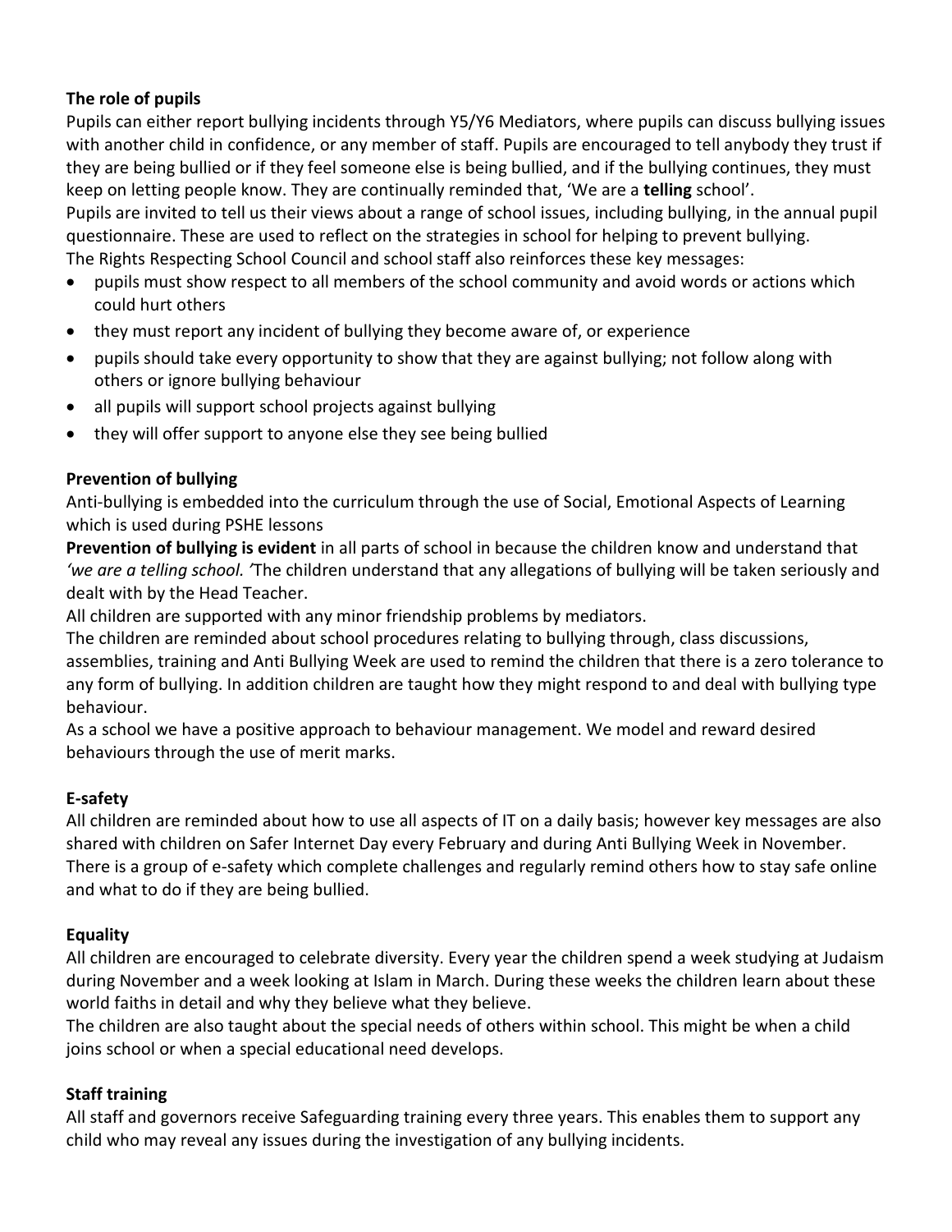**The role of pupils**

Pupils can either report bullying incidents through Y5/Y6 Mediators, where pupils can discuss bullying issues with another child in confidence, or any member of staff. Pupils are encouraged to tell anybody they trust if they are being bullied or if they feel someone else is being bullied, and if the bullying continues, they must keep on letting people know. They are continually reminded that, 'We are a **telling** school'.

Pupils are invited to tell us their views about a range of school issues, including bullying, in the annual pupil questionnaire. These are used to reflect on the strategies in school for helping to prevent bullying.

The Rights Respecting School Council and school staff also reinforces these key messages:

- pupils must show respect to all members of the school community and avoid words or actions which could hurt others
- they must report any incident of bullying they become aware of, or experience
- pupils should take every opportunity to show that they are against bullying; not follow along with others or ignore bullying behaviour
- all pupils will support school projects against bullying
- they will offer support to anyone else they see being bullied

**Prevention of bullying**

Anti-bullying is embedded into the curriculum through the use of Social, Emotional Aspects of Learning which is used during PSHE lessons

**Prevention of bullying is evident** in all parts of school in because the children know and understand that *'we are a telling school. '*The children understand that any allegations of bullying will be taken seriously and dealt with by the Head Teacher.

All children are supported with any minor friendship problems by mediators.

The children are reminded about school procedures relating to bullying through, class discussions, assemblies, training and Anti Bullying Week are used to remind the children that there is a zero tolerance to any form of bullying. In addition children are taught how they might respond to and deal with bullying type behaviour.

As a school we have a positive approach to behaviour management. We model and reward desired behaviours through the use of merit marks.

**E-safety**

All children are reminded about how to use all aspects of IT on a daily basis; however key messages are also shared with children on Safer Internet Day every February and during Anti Bullying Week in November. There is a group of e-safety which complete challenges and regularly remind others how to stay safe online and what to do if they are being bullied.

**Equality**

All children are encouraged to celebrate diversity. Every year the children spend a week studying at Judaism during November and a week looking at Islam in March. During these weeks the children learn about these world faiths in detail and why they believe what they believe.

The children are also taught about the special needs of others within school. This might be when a child joins school or when a special educational need develops.

**Staff training**

All staff and governors receive Safeguarding training every three years. This enables them to support any child who may reveal any issues during the investigation of any bullying incidents.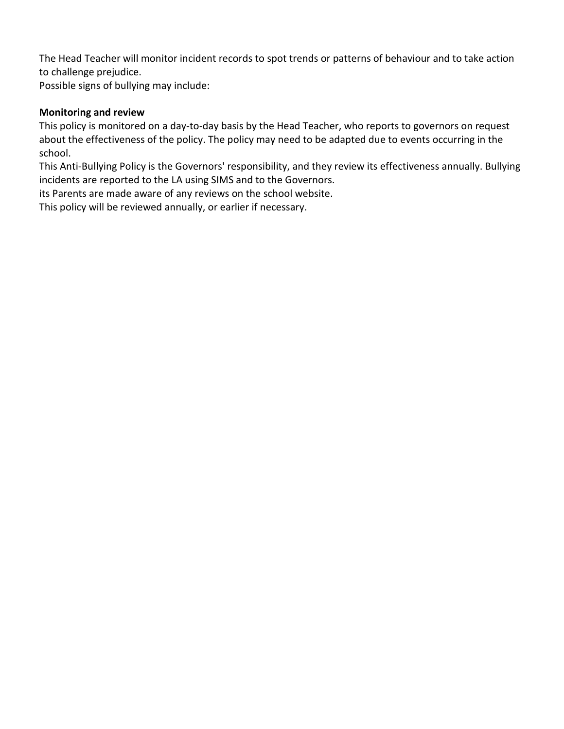The Head Teacher will monitor incident records to spot trends or patterns of behaviour and to take action to challenge prejudice.

Possible signs of bullying may include:

**Monitoring and review**

This policy is monitored on a day-to-day basis by the Head Teacher, who reports to governors on request about the effectiveness of the policy. The policy may need to be adapted due to events occurring in the school.

This Anti-Bullying Policy is the Governors' responsibility, and they review its effectiveness annually. Bullying incidents are reported to the LA using SIMS and to the Governors.

its Parents are made aware of any reviews on the school website.

This policy will be reviewed annually, or earlier if necessary.